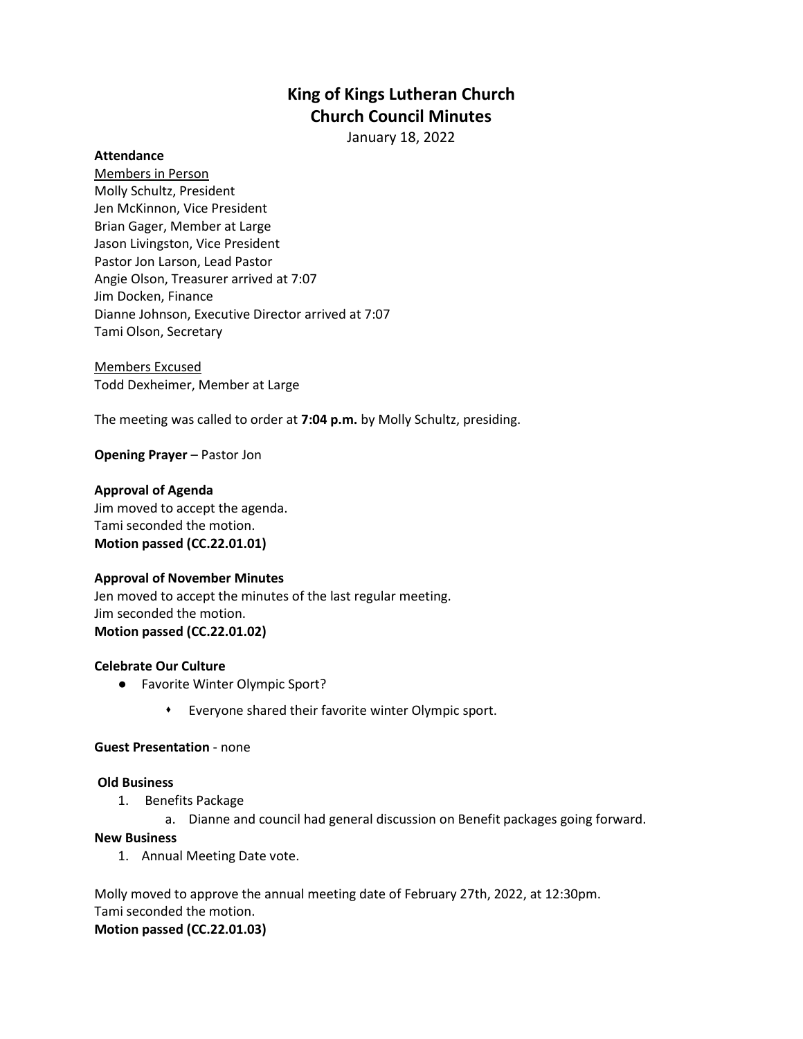# King of Kings Lutheran Church
## Church Council Minutes

January 18, 2022

**Attendance**

Members in Person
Molly Schultz, President
Jen McKinnon, Vice President
Brian Gager, Member at Large
Jason Livingston, Vice President
Pastor Jon Larson, Lead Pastor
Angie Olson, Treasurer arrived at 7:07
Jim Docken, Finance
Dianne Johnson, Executive Director arrived at 7:07
Tami Olson, Secretary

Members Excused
Todd Dexheimer, Member at Large

The meeting was called to order at **7:04 p.m.** by Molly Schultz, presiding.

**Opening Prayer** – Pastor Jon

**Approval of Agenda**
Jim moved to accept the agenda.
Tami seconded the motion.
**Motion passed (CC.22.01.01)**

**Approval of November Minutes**
Jen moved to accept the minutes of the last regular meeting.
Jim seconded the motion.
**Motion passed (CC.22.01.02)**

**Celebrate Our Culture**

- Favorite Winter Olympic Sport?
  - Everyone shared their favorite winter Olympic sport.

**Guest Presentation** - none

**Old Business**

1. Benefits Package
   a. Dianne and council had general discussion on Benefit packages going forward.

**New Business**

1. Annual Meeting Date vote.

Molly moved to approve the annual meeting date of February 27th, 2022, at 12:30pm.
Tami seconded the motion.
**Motion passed (CC.22.01.03)**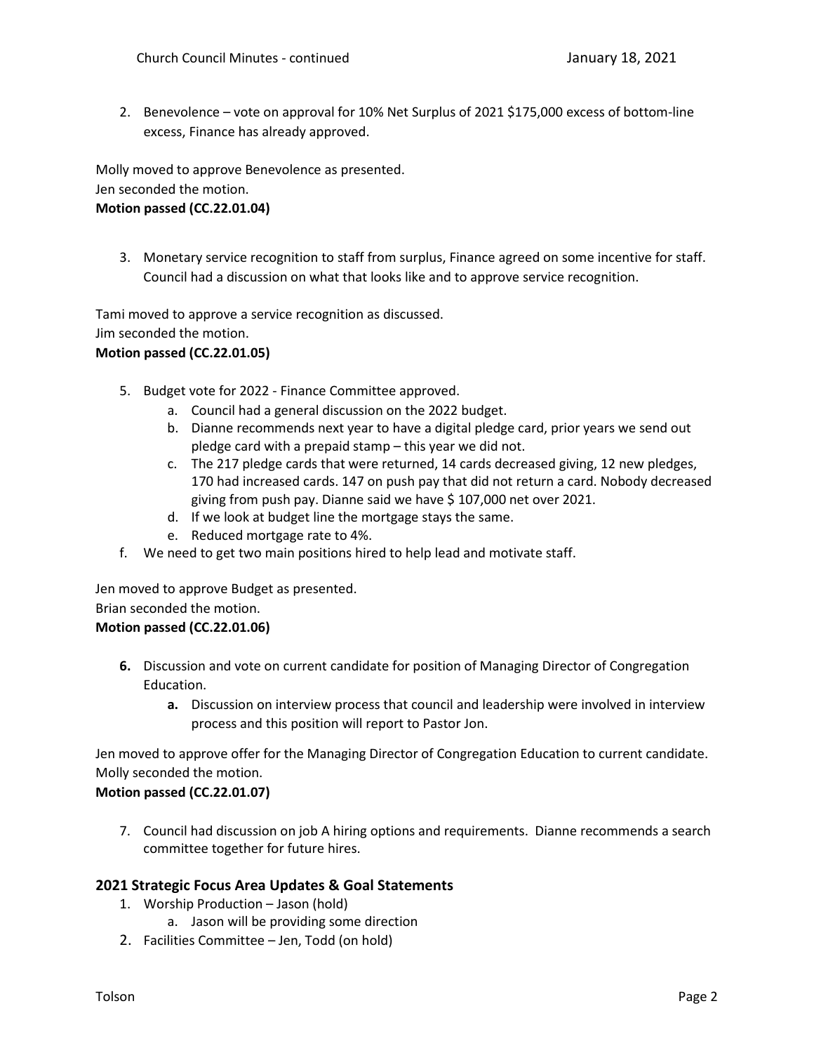2. Benevolence – vote on approval for 10% Net Surplus of 2021 $175,000 excess of bottom-line excess, Finance has already approved.

Molly moved to approve Benevolence as presented.
Jen seconded the motion.
**Motion passed (CC.22.01.04)**

3. Monetary service recognition to staff from surplus, Finance agreed on some incentive for staff. Council had a discussion on what that looks like and to approve service recognition.

Tami moved to approve a service recognition as discussed.
Jim seconded the motion.
**Motion passed (CC.22.01.05)**

5. Budget vote for 2022 - Finance Committee approved.
   a. Council had a general discussion on the 2022 budget.
   b. Dianne recommends next year to have a digital pledge card, prior years we send out pledge card with a prepaid stamp – this year we did not.
   c. The 217 pledge cards that were returned, 14 cards decreased giving, 12 new pledges, 170 had increased cards. 147 on push pay that did not return a card. Nobody decreased giving from push pay. Dianne said we have $ 107,000 net over 2021.
   d. If we look at budget line the mortgage stays the same.
   e. Reduced mortgage rate to 4%.
   f. We need to get two main positions hired to help lead and motivate staff.

Jen moved to approve Budget as presented.
Brian seconded the motion.
**Motion passed (CC.22.01.06)**

**6.** Discussion and vote on current candidate for position of Managing Director of Congregation Education.
   **a.** Discussion on interview process that council and leadership were involved in interview process and this position will report to Pastor Jon.

Jen moved to approve offer for the Managing Director of Congregation Education to current candidate.
Molly seconded the motion.
**Motion passed (CC.22.01.07)**

7. Council had discussion on job A hiring options and requirements. Dianne recommends a search committee together for future hires.

## 2021 Strategic Focus Area Updates & Goal Statements

1. Worship Production – Jason (hold)
   a. Jason will be providing some direction
2. Facilities Committee – Jen, Todd (on hold)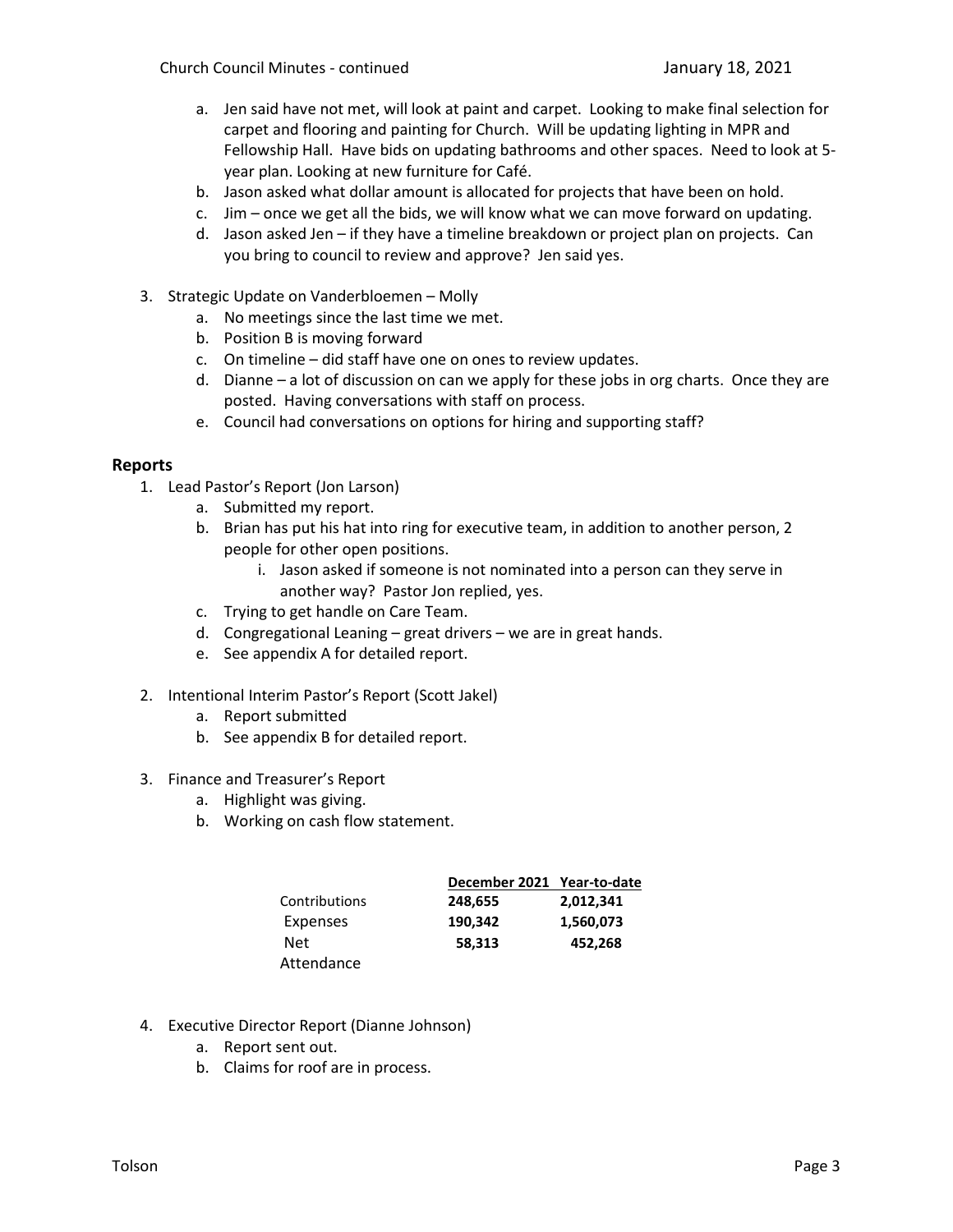a. Jen said have not met, will look at paint and carpet. Looking to make final selection for carpet and flooring and painting for Church. Will be updating lighting in MPR and Fellowship Hall. Have bids on updating bathrooms and other spaces. Need to look at 5-year plan. Looking at new furniture for Café.
b. Jason asked what dollar amount is allocated for projects that have been on hold.
c. Jim – once we get all the bids, we will know what we can move forward on updating.
d. Jason asked Jen – if they have a timeline breakdown or project plan on projects. Can you bring to council to review and approve? Jen said yes.

3. Strategic Update on Vanderbloemen – Molly
   a. No meetings since the last time we met.
   b. Position B is moving forward
   c. On timeline – did staff have one on ones to review updates.
   d. Dianne – a lot of discussion on can we apply for these jobs in org charts. Once they are posted. Having conversations with staff on process.
   e. Council had conversations on options for hiring and supporting staff?

## Reports

1. Lead Pastor's Report (Jon Larson)
   a. Submitted my report.
   b. Brian has put his hat into ring for executive team, in addition to another person, 2 people for other open positions.
      i. Jason asked if someone is not nominated into a person can they serve in another way? Pastor Jon replied, yes.
   c. Trying to get handle on Care Team.
   d. Congregational Leaning – great drivers – we are in great hands.
   e. See appendix A for detailed report.

2. Intentional Interim Pastor's Report (Scott Jakel)
   a. Report submitted
   b. See appendix B for detailed report.

3. Finance and Treasurer's Report
   a. Highlight was giving.
   b. Working on cash flow statement.

| | December 2021 | Year-to-date |
|---|---|---|
| Contributions | **248,655** | **2,012,341** |
| Expenses | **190,342** | **1,560,073** |
| Net | **58,313** | **452,268** |
| Attendance | | |

4. Executive Director Report (Dianne Johnson)
   a. Report sent out.
   b. Claims for roof are in process.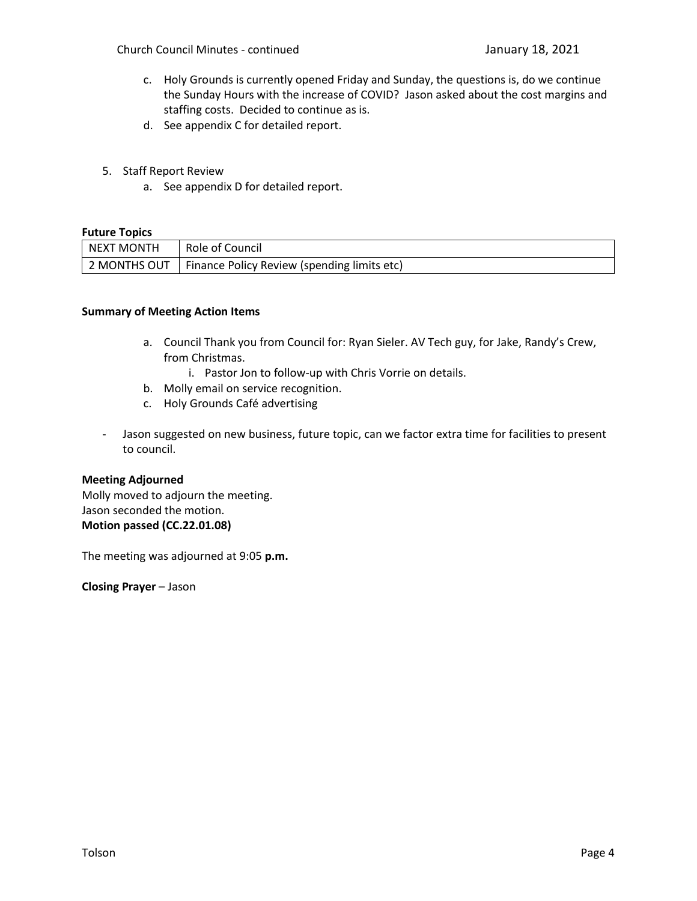c. Holy Grounds is currently opened Friday and Sunday, the questions is, do we continue the Sunday Hours with the increase of COVID? Jason asked about the cost margins and staffing costs. Decided to continue as is.
d. See appendix C for detailed report.

5. Staff Report Review
   a. See appendix D for detailed report.

**Future Topics**

| | |
|---|---|
| NEXT MONTH | Role of Council |
| 2 MONTHS OUT | Finance Policy Review (spending limits etc) |

**Summary of Meeting Action Items**

a. Council Thank you from Council for: Ryan Sieler. AV Tech guy, for Jake, Randy's Crew, from Christmas.
   i. Pastor Jon to follow-up with Chris Vorrie on details.
b. Molly email on service recognition.
c. Holy Grounds Café advertising

- Jason suggested on new business, future topic, can we factor extra time for facilities to present to council.

**Meeting Adjourned**
Molly moved to adjourn the meeting.
Jason seconded the motion.
**Motion passed (CC.22.01.08)**

The meeting was adjourned at 9:05 **p.m.**

**Closing Prayer** – Jason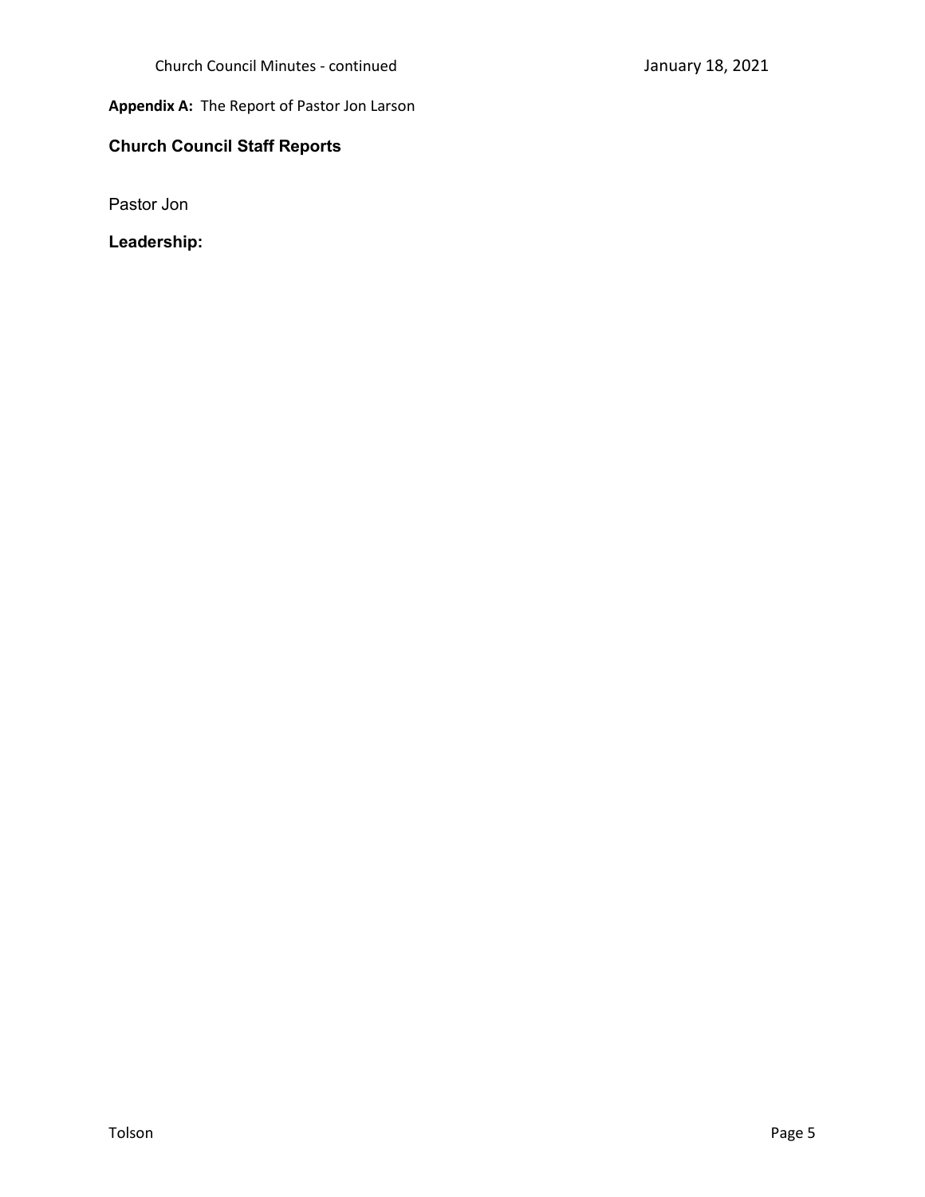**Appendix A:** The Report of Pastor Jon Larson

## Church Council Staff Reports

Pastor Jon

**Leadership:**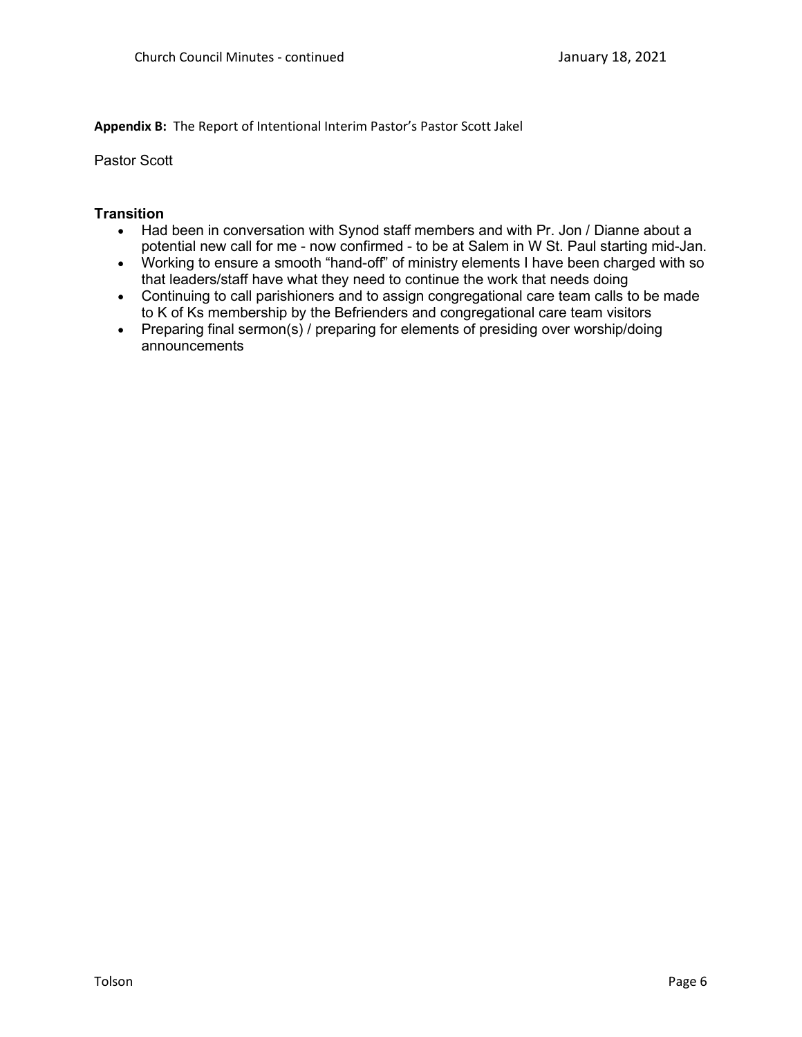**Appendix B:** The Report of Intentional Interim Pastor's Pastor Scott Jakel

Pastor Scott

### Transition

- Had been in conversation with Synod staff members and with Pr. Jon / Dianne about a potential new call for me - now confirmed - to be at Salem in W St. Paul starting mid-Jan.
- Working to ensure a smooth "hand-off" of ministry elements I have been charged with so that leaders/staff have what they need to continue the work that needs doing
- Continuing to call parishioners and to assign congregational care team calls to be made to K of Ks membership by the Befrienders and congregational care team visitors
- Preparing final sermon(s) / preparing for elements of presiding over worship/doing announcements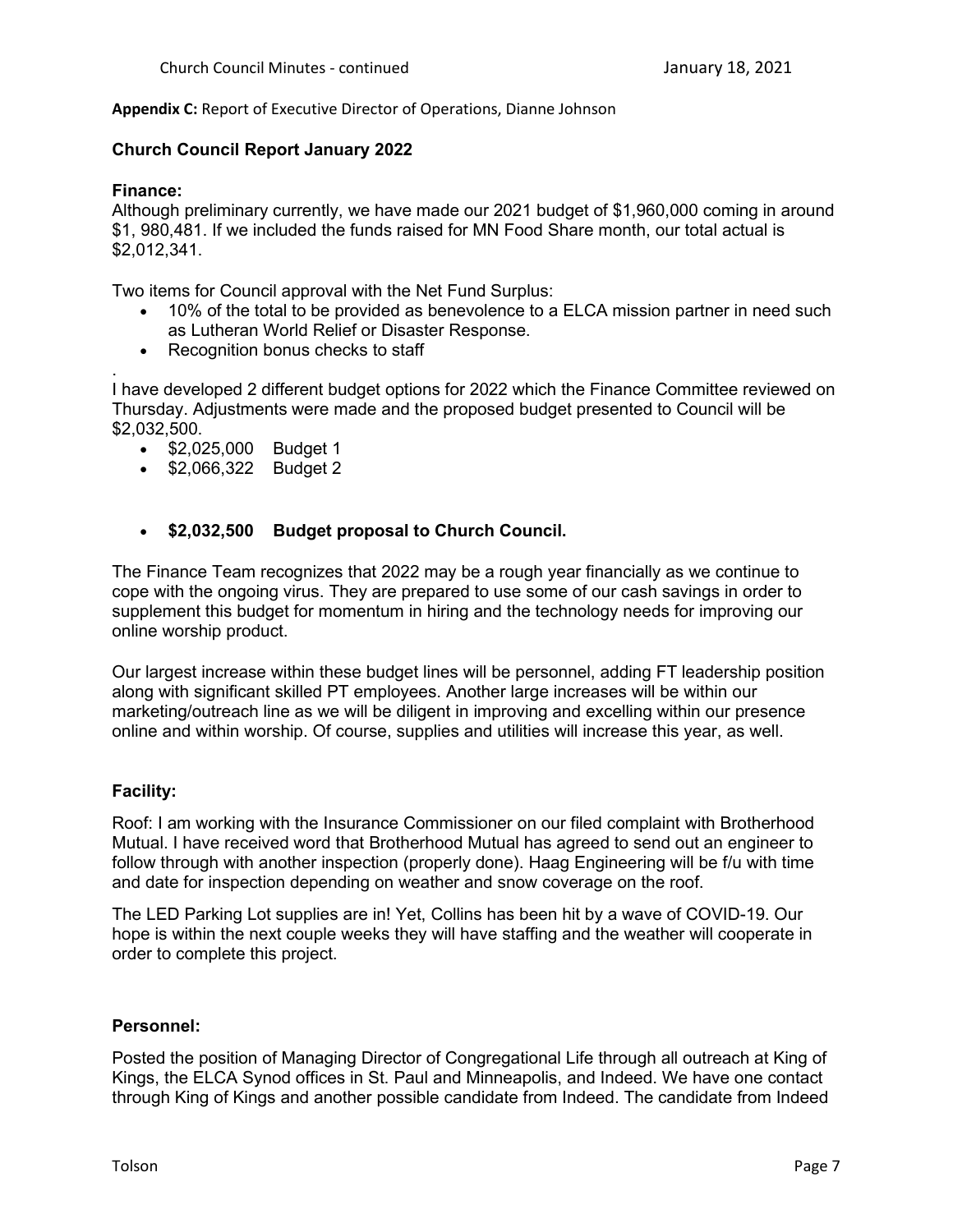**Appendix C:** Report of Executive Director of Operations, Dianne Johnson

### Church Council Report January 2022

#### Finance:

Although preliminary currently, we have made our 2021 budget of $1,960,000 coming in around $1, 980,481. If we included the funds raised for MN Food Share month, our total actual is $2,012,341.

Two items for Council approval with the Net Fund Surplus:

- 10% of the total to be provided as benevolence to a ELCA mission partner in need such as Lutheran World Relief or Disaster Response.
- Recognition bonus checks to staff

.
I have developed 2 different budget options for 2022 which the Finance Committee reviewed on Thursday. Adjustments were made and the proposed budget presented to Council will be $2,032,500.

- $2,025,000 Budget 1
- $2,066,322 Budget 2

- **$2,032,500 Budget proposal to Church Council.**

The Finance Team recognizes that 2022 may be a rough year financially as we continue to cope with the ongoing virus. They are prepared to use some of our cash savings in order to supplement this budget for momentum in hiring and the technology needs for improving our online worship product.

Our largest increase within these budget lines will be personnel, adding FT leadership position along with significant skilled PT employees. Another large increases will be within our marketing/outreach line as we will be diligent in improving and excelling within our presence online and within worship. Of course, supplies and utilities will increase this year, as well.

#### Facility:

Roof: I am working with the Insurance Commissioner on our filed complaint with Brotherhood Mutual. I have received word that Brotherhood Mutual has agreed to send out an engineer to follow through with another inspection (properly done). Haag Engineering will be f/u with time and date for inspection depending on weather and snow coverage on the roof.

The LED Parking Lot supplies are in! Yet, Collins has been hit by a wave of COVID-19. Our hope is within the next couple weeks they will have staffing and the weather will cooperate in order to complete this project.

#### Personnel:

Posted the position of Managing Director of Congregational Life through all outreach at King of Kings, the ELCA Synod offices in St. Paul and Minneapolis, and Indeed. We have one contact through King of Kings and another possible candidate from Indeed. The candidate from Indeed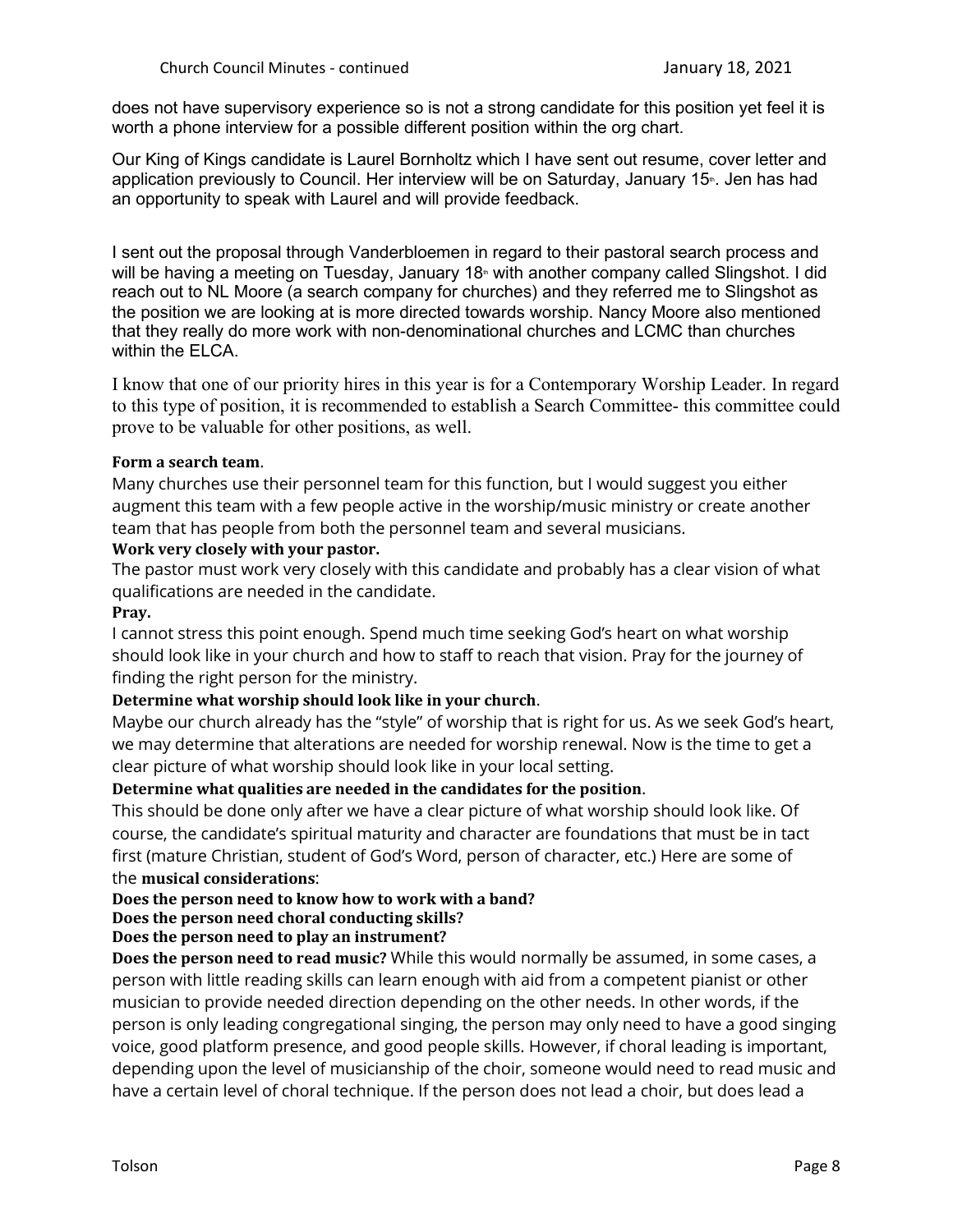does not have supervisory experience so is not a strong candidate for this position yet feel it is worth a phone interview for a possible different position within the org chart.

Our King of Kings candidate is Laurel Bornholtz which I have sent out resume, cover letter and application previously to Council. Her interview will be on Saturday, January 15th. Jen has had an opportunity to speak with Laurel and will provide feedback.

I sent out the proposal through Vanderbloemen in regard to their pastoral search process and will be having a meeting on Tuesday, January 18th with another company called Slingshot. I did reach out to NL Moore (a search company for churches) and they referred me to Slingshot as the position we are looking at is more directed towards worship. Nancy Moore also mentioned that they really do more work with non-denominational churches and LCMC than churches within the ELCA.

I know that one of our priority hires in this year is for a Contemporary Worship Leader. In regard to this type of position, it is recommended to establish a Search Committee- this committee could prove to be valuable for other positions, as well.

**Form a search team**.
Many churches use their personnel team for this function, but I would suggest you either augment this team with a few people active in the worship/music ministry or create another team that has people from both the personnel team and several musicians.

**Work very closely with your pastor.**
The pastor must work very closely with this candidate and probably has a clear vision of what qualifications are needed in the candidate.

**Pray.**
I cannot stress this point enough. Spend much time seeking God's heart on what worship should look like in your church and how to staff to reach that vision. Pray for the journey of finding the right person for the ministry.

**Determine what worship should look like in your church**.
Maybe our church already has the "style" of worship that is right for us. As we seek God's heart, we may determine that alterations are needed for worship renewal. Now is the time to get a clear picture of what worship should look like in your local setting.

**Determine what qualities are needed in the candidates for the position**.
This should be done only after we have a clear picture of what worship should look like. Of course, the candidate's spiritual maturity and character are foundations that must be in tact first (mature Christian, student of God's Word, person of character, etc.) Here are some of the **musical considerations**:

**Does the person need to know how to work with a band?**
**Does the person need choral conducting skills?**
**Does the person need to play an instrument?**
**Does the person need to read music?** While this would normally be assumed, in some cases, a person with little reading skills can learn enough with aid from a competent pianist or other musician to provide needed direction depending on the other needs. In other words, if the person is only leading congregational singing, the person may only need to have a good singing voice, good platform presence, and good people skills. However, if choral leading is important, depending upon the level of musicianship of the choir, someone would need to read music and have a certain level of choral technique. If the person does not lead a choir, but does lead a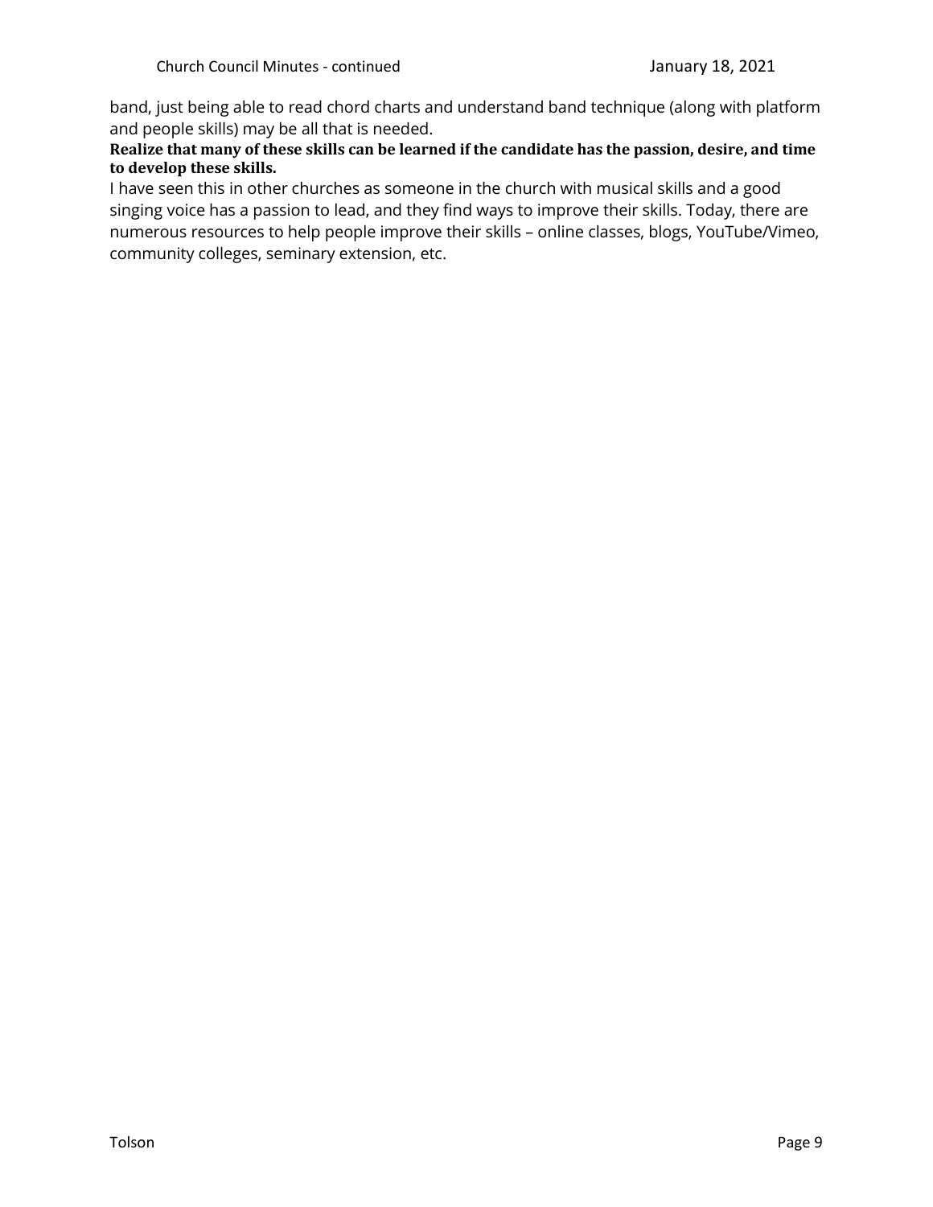band, just being able to read chord charts and understand band technique (along with platform and people skills) may be all that is needed.

**Realize that many of these skills can be learned if the candidate has the passion, desire, and time to develop these skills.**

I have seen this in other churches as someone in the church with musical skills and a good singing voice has a passion to lead, and they find ways to improve their skills. Today, there are numerous resources to help people improve their skills – online classes, blogs, YouTube/Vimeo, community colleges, seminary extension, etc.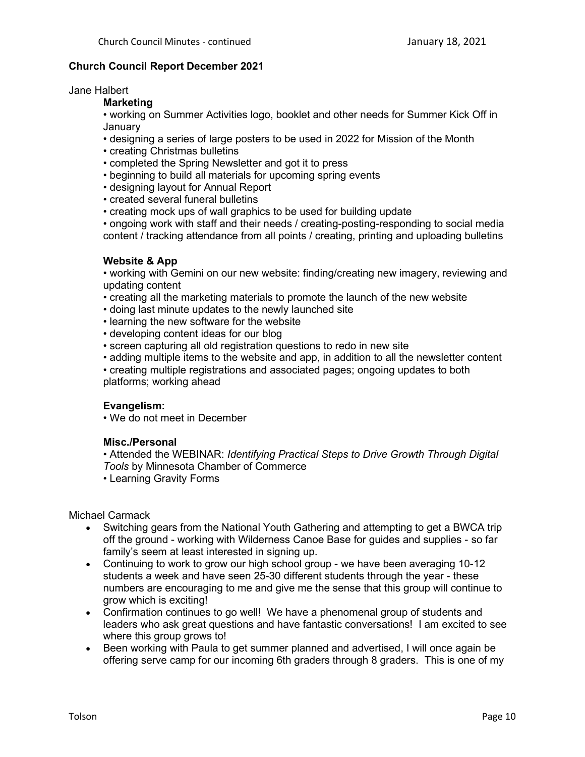**Church Council Report December 2021**

Jane Halbert

**Marketing**

• working on Summer Activities logo, booklet and other needs for Summer Kick Off in January
• designing a series of large posters to be used in 2022 for Mission of the Month
• creating Christmas bulletins
• completed the Spring Newsletter and got it to press
• beginning to build all materials for upcoming spring events
• designing layout for Annual Report
• created several funeral bulletins
• creating mock ups of wall graphics to be used for building update
• ongoing work with staff and their needs / creating-posting-responding to social media content / tracking attendance from all points / creating, printing and uploading bulletins

**Website & App**

• working with Gemini on our new website: finding/creating new imagery, reviewing and updating content
• creating all the marketing materials to promote the launch of the new website
• doing last minute updates to the newly launched site
• learning the new software for the website
• developing content ideas for our blog
• screen capturing all old registration questions to redo in new site
• adding multiple items to the website and app, in addition to all the newsletter content
• creating multiple registrations and associated pages; ongoing updates to both platforms; working ahead

**Evangelism:**

• We do not meet in December

**Misc./Personal**

• Attended the WEBINAR: *Identifying Practical Steps to Drive Growth Through Digital Tools* by Minnesota Chamber of Commerce
• Learning Gravity Forms

Michael Carmack

- Switching gears from the National Youth Gathering and attempting to get a BWCA trip off the ground - working with Wilderness Canoe Base for guides and supplies - so far family's seem at least interested in signing up.
- Continuing to work to grow our high school group - we have been averaging 10-12 students a week and have seen 25-30 different students through the year - these numbers are encouraging to me and give me the sense that this group will continue to grow which is exciting!
- Confirmation continues to go well! We have a phenomenal group of students and leaders who ask great questions and have fantastic conversations! I am excited to see where this group grows to!
- Been working with Paula to get summer planned and advertised, I will once again be offering serve camp for our incoming 6th graders through 8 graders. This is one of my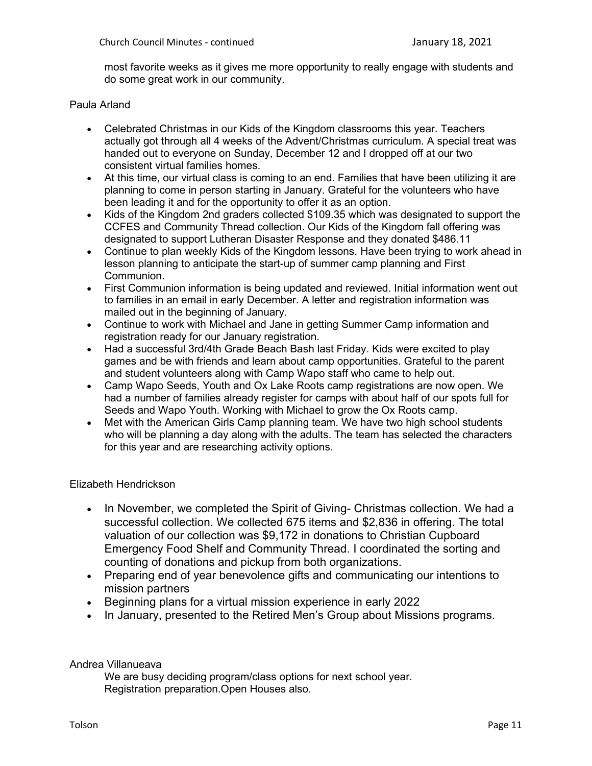most favorite weeks as it gives me more opportunity to really engage with students and do some great work in our community.

Paula Arland

- Celebrated Christmas in our Kids of the Kingdom classrooms this year. Teachers actually got through all 4 weeks of the Advent/Christmas curriculum. A special treat was handed out to everyone on Sunday, December 12 and I dropped off at our two consistent virtual families homes.
- At this time, our virtual class is coming to an end. Families that have been utilizing it are planning to come in person starting in January. Grateful for the volunteers who have been leading it and for the opportunity to offer it as an option.
- Kids of the Kingdom 2nd graders collected $109.35 which was designated to support the CCFES and Community Thread collection. Our Kids of the Kingdom fall offering was designated to support Lutheran Disaster Response and they donated $486.11
- Continue to plan weekly Kids of the Kingdom lessons. Have been trying to work ahead in lesson planning to anticipate the start-up of summer camp planning and First Communion.
- First Communion information is being updated and reviewed. Initial information went out to families in an email in early December. A letter and registration information was mailed out in the beginning of January.
- Continue to work with Michael and Jane in getting Summer Camp information and registration ready for our January registration.
- Had a successful 3rd/4th Grade Beach Bash last Friday. Kids were excited to play games and be with friends and learn about camp opportunities. Grateful to the parent and student volunteers along with Camp Wapo staff who came to help out.
- Camp Wapo Seeds, Youth and Ox Lake Roots camp registrations are now open. We had a number of families already register for camps with about half of our spots full for Seeds and Wapo Youth. Working with Michael to grow the Ox Roots camp.
- Met with the American Girls Camp planning team. We have two high school students who will be planning a day along with the adults. The team has selected the characters for this year and are researching activity options.

Elizabeth Hendrickson

- In November, we completed the Spirit of Giving- Christmas collection. We had a successful collection. We collected 675 items and $2,836 in offering. The total valuation of our collection was $9,172 in donations to Christian Cupboard Emergency Food Shelf and Community Thread. I coordinated the sorting and counting of donations and pickup from both organizations.
- Preparing end of year benevolence gifts and communicating our intentions to mission partners
- Beginning plans for a virtual mission experience in early 2022
- In January, presented to the Retired Men's Group about Missions programs.

Andrea Villanueava

We are busy deciding program/class options for next school year.
Registration preparation.Open Houses also.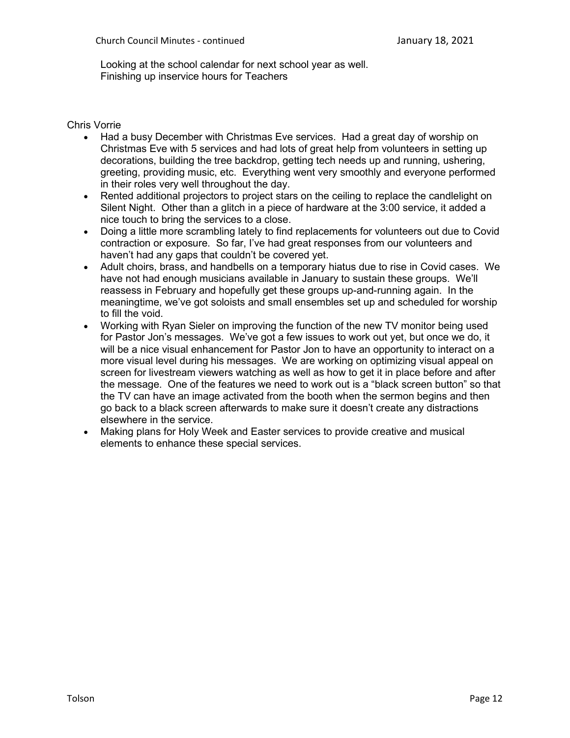Looking at the school calendar for next school year as well.
Finishing up inservice hours for Teachers

Chris Vorrie

- Had a busy December with Christmas Eve services. Had a great day of worship on Christmas Eve with 5 services and had lots of great help from volunteers in setting up decorations, building the tree backdrop, getting tech needs up and running, ushering, greeting, providing music, etc. Everything went very smoothly and everyone performed in their roles very well throughout the day.
- Rented additional projectors to project stars on the ceiling to replace the candlelight on Silent Night. Other than a glitch in a piece of hardware at the 3:00 service, it added a nice touch to bring the services to a close.
- Doing a little more scrambling lately to find replacements for volunteers out due to Covid contraction or exposure. So far, I've had great responses from our volunteers and haven't had any gaps that couldn't be covered yet.
- Adult choirs, brass, and handbells on a temporary hiatus due to rise in Covid cases. We have not had enough musicians available in January to sustain these groups. We'll reassess in February and hopefully get these groups up-and-running again. In the meaningtime, we've got soloists and small ensembles set up and scheduled for worship to fill the void.
- Working with Ryan Sieler on improving the function of the new TV monitor being used for Pastor Jon's messages. We've got a few issues to work out yet, but once we do, it will be a nice visual enhancement for Pastor Jon to have an opportunity to interact on a more visual level during his messages. We are working on optimizing visual appeal on screen for livestream viewers watching as well as how to get it in place before and after the message. One of the features we need to work out is a "black screen button" so that the TV can have an image activated from the booth when the sermon begins and then go back to a black screen afterwards to make sure it doesn't create any distractions elsewhere in the service.
- Making plans for Holy Week and Easter services to provide creative and musical elements to enhance these special services.